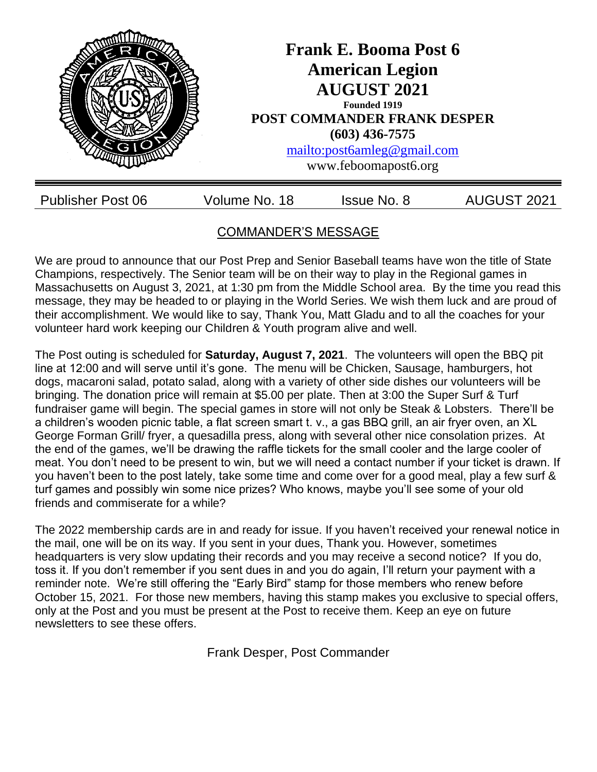# Frank E. Booma Post 6
# American Legion
# AUGUST 2021

**Founded 1919**

**POST COMMANDER FRANK DESPER**

**(603) 436-7575**

[mailto:post6amleg@gmail.com](mailto:post6amleg@gmail.com)

www.feboomapost6.org

Publisher Post 06 | Volume No. 18 | Issue No. 8 | AUGUST 2021

## COMMANDER'S MESSAGE

We are proud to announce that our Post Prep and Senior Baseball teams have won the title of State Champions, respectively. The Senior team will be on their way to play in the Regional games in Massachusetts on August 3, 2021, at 1:30 pm from the Middle School area. By the time you read this message, they may be headed to or playing in the World Series. We wish them luck and are proud of their accomplishment. We would like to say, Thank You, Matt Gladu and to all the coaches for your volunteer hard work keeping our Children & Youth program alive and well.

The Post outing is scheduled for **Saturday, August 7, 2021**. The volunteers will open the BBQ pit line at 12:00 and will serve until it's gone. The menu will be Chicken, Sausage, hamburgers, hot dogs, macaroni salad, potato salad, along with a variety of other side dishes our volunteers will be bringing. The donation price will remain at $5.00 per plate. Then at 3:00 the Super Surf & Turf fundraiser game will begin. The special games in store will not only be Steak & Lobsters. There'll be a children's wooden picnic table, a flat screen smart t. v., a gas BBQ grill, an air fryer oven, an XL George Forman Grill/ fryer, a quesadilla press, along with several other nice consolation prizes. At the end of the games, we'll be drawing the raffle tickets for the small cooler and the large cooler of meat. You don't need to be present to win, but we will need a contact number if your ticket is drawn. If you haven't been to the post lately, take some time and come over for a good meal, play a few surf & turf games and possibly win some nice prizes? Who knows, maybe you'll see some of your old friends and commiserate for a while?

The 2022 membership cards are in and ready for issue. If you haven't received your renewal notice in the mail, one will be on its way. If you sent in your dues, Thank you. However, sometimes headquarters is very slow updating their records and you may receive a second notice? If you do, toss it. If you don't remember if you sent dues in and you do again, I'll return your payment with a reminder note. We're still offering the "Early Bird" stamp for those members who renew before October 15, 2021. For those new members, having this stamp makes you exclusive to special offers, only at the Post and you must be present at the Post to receive them. Keep an eye on future newsletters to see these offers.

Frank Desper, Post Commander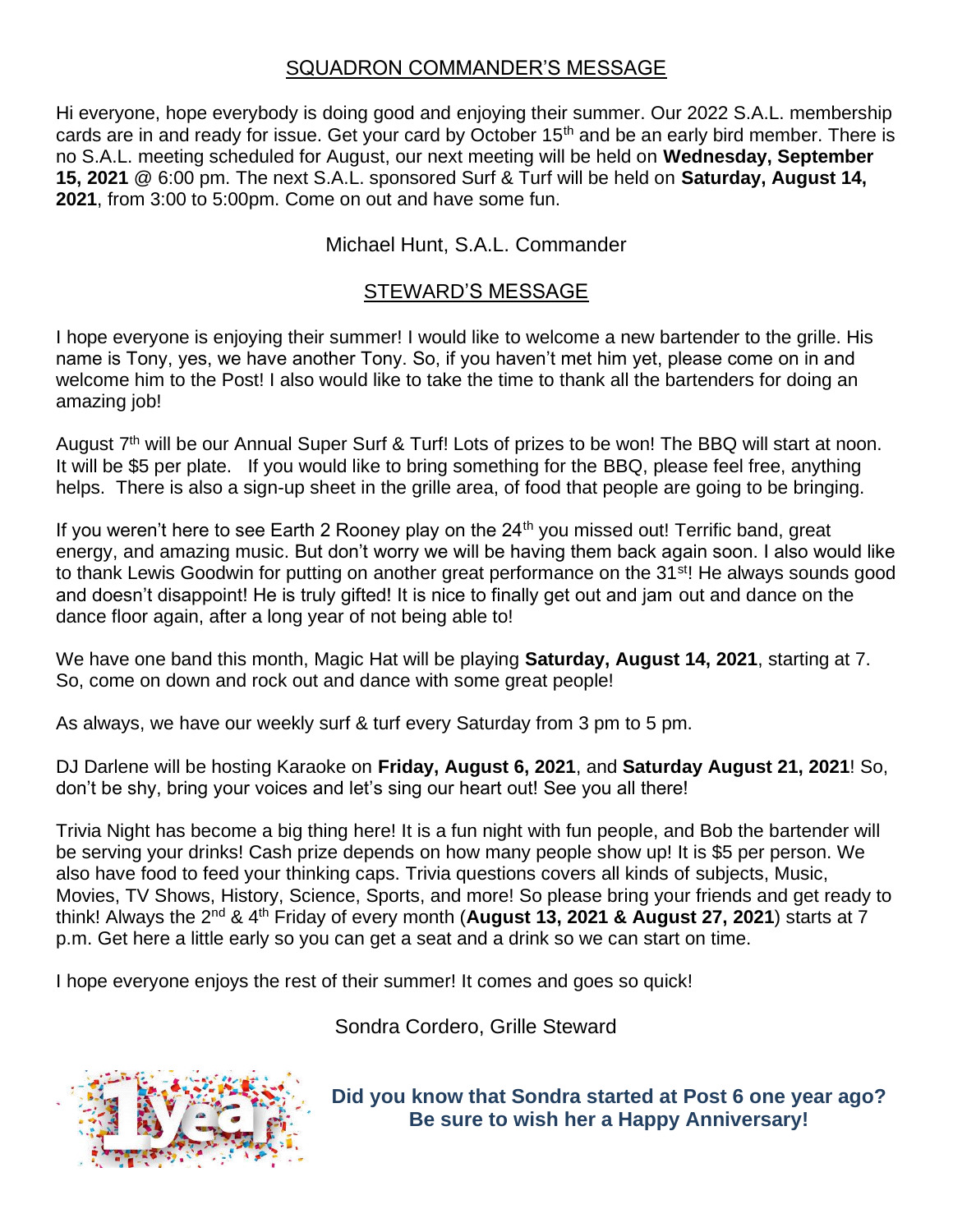## SQUADRON COMMANDER'S MESSAGE

Hi everyone, hope everybody is doing good and enjoying their summer. Our 2022 S.A.L. membership cards are in and ready for issue. Get your card by October 15th and be an early bird member. There is no S.A.L. meeting scheduled for August, our next meeting will be held on **Wednesday, September 15, 2021** @ 6:00 pm. The next S.A.L. sponsored Surf & Turf will be held on **Saturday, August 14, 2021**, from 3:00 to 5:00pm. Come on out and have some fun.

Michael Hunt, S.A.L. Commander

## STEWARD'S MESSAGE

I hope everyone is enjoying their summer! I would like to welcome a new bartender to the grille. His name is Tony, yes, we have another Tony. So, if you haven't met him yet, please come on in and welcome him to the Post! I also would like to take the time to thank all the bartenders for doing an amazing job!

August 7th will be our Annual Super Surf & Turf! Lots of prizes to be won! The BBQ will start at noon. It will be $5 per plate. If you would like to bring something for the BBQ, please feel free, anything helps. There is also a sign-up sheet in the grille area, of food that people are going to be bringing.

If you weren't here to see Earth 2 Rooney play on the 24th you missed out! Terrific band, great energy, and amazing music. But don't worry we will be having them back again soon. I also would like to thank Lewis Goodwin for putting on another great performance on the 31st! He always sounds good and doesn't disappoint! He is truly gifted! It is nice to finally get out and jam out and dance on the dance floor again, after a long year of not being able to!

We have one band this month, Magic Hat will be playing **Saturday, August 14, 2021**, starting at 7. So, come on down and rock out and dance with some great people!

As always, we have our weekly surf & turf every Saturday from 3 pm to 5 pm.

DJ Darlene will be hosting Karaoke on **Friday, August 6, 2021**, and **Saturday August 21, 2021**! So, don't be shy, bring your voices and let's sing our heart out! See you all there!

Trivia Night has become a big thing here! It is a fun night with fun people, and Bob the bartender will be serving your drinks! Cash prize depends on how many people show up! It is $5 per person. We also have food to feed your thinking caps. Trivia questions covers all kinds of subjects, Music, Movies, TV Shows, History, Science, Sports, and more! So please bring your friends and get ready to think! Always the 2nd & 4th Friday of every month (**August 13, 2021 & August 27, 2021**) starts at 7 p.m. Get here a little early so you can get a seat and a drink so we can start on time.

I hope everyone enjoys the rest of their summer! It comes and goes so quick!

Sondra Cordero, Grille Steward

**Did you know that Sondra started at Post 6 one year ago? Be sure to wish her a Happy Anniversary!**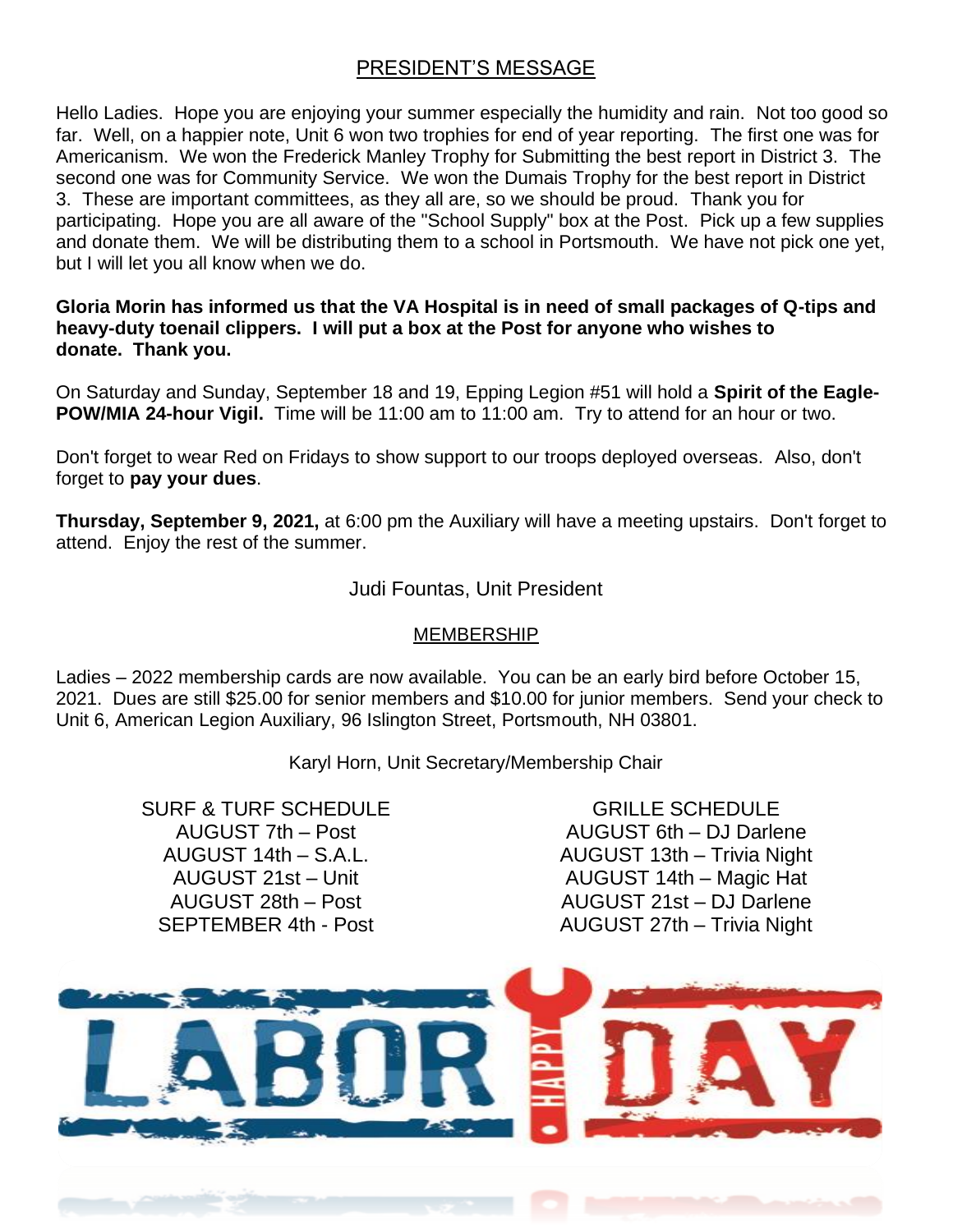## PRESIDENT'S MESSAGE

Hello Ladies. Hope you are enjoying your summer especially the humidity and rain. Not too good so far. Well, on a happier note, Unit 6 won two trophies for end of year reporting. The first one was for Americanism. We won the Frederick Manley Trophy for Submitting the best report in District 3. The second one was for Community Service. We won the Dumais Trophy for the best report in District 3. These are important committees, as they all are, so we should be proud. Thank you for participating. Hope you are all aware of the "School Supply" box at the Post. Pick up a few supplies and donate them. We will be distributing them to a school in Portsmouth. We have not pick one yet, but I will let you all know when we do.

**Gloria Morin has informed us that the VA Hospital is in need of small packages of Q-tips and heavy-duty toenail clippers. I will put a box at the Post for anyone who wishes to donate. Thank you.**

On Saturday and Sunday, September 18 and 19, Epping Legion #51 will hold a **Spirit of the Eagle-POW/MIA 24-hour Vigil.** Time will be 11:00 am to 11:00 am. Try to attend for an hour or two.

Don't forget to wear Red on Fridays to show support to our troops deployed overseas. Also, don't forget to **pay your dues**.

**Thursday, September 9, 2021,** at 6:00 pm the Auxiliary will have a meeting upstairs. Don't forget to attend. Enjoy the rest of the summer.

Judi Fountas, Unit President

## MEMBERSHIP

Ladies – 2022 membership cards are now available. You can be an early bird before October 15, 2021. Dues are still $25.00 for senior members and $10.00 for junior members. Send your check to Unit 6, American Legion Auxiliary, 96 Islington Street, Portsmouth, NH 03801.

Karyl Horn, Unit Secretary/Membership Chair

SURF & TURF SCHEDULE
AUGUST 7th – Post
AUGUST 14th – S.A.L.
AUGUST 21st – Unit
AUGUST 28th – Post
SEPTEMBER 4th - Post

GRILLE SCHEDULE
AUGUST 6th – DJ Darlene
AUGUST 13th – Trivia Night
AUGUST 14th – Magic Hat
AUGUST 21st – DJ Darlene
AUGUST 27th – Trivia Night

LABOR HAPPY DAY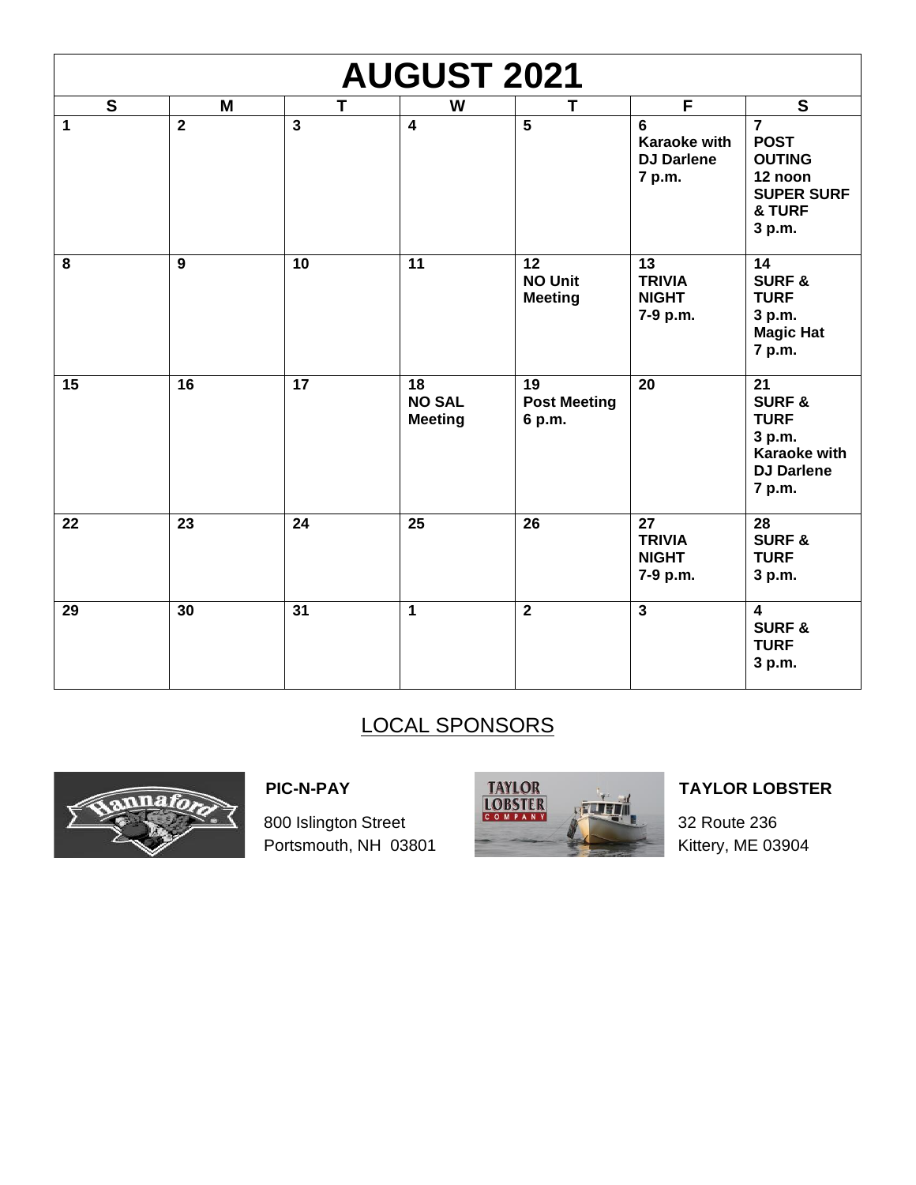# AUGUST 2021

| S | M | T | W | T | F | S |
|---|---|---|---|---|---|---|
| **1** | **2** | **3** | **4** | **5** | **6** **Karaoke with DJ Darlene 7 p.m.** | **7** **POST OUTING 12 noon SUPER SURF & TURF 3 p.m.** |
| **8** | **9** | **10** | **11** | **12** **NO Unit Meeting** | **13** **TRIVIA NIGHT 7-9 p.m.** | **14** **SURF & TURF 3 p.m. Magic Hat 7 p.m.** |
| **15** | **16** | **17** | **18** **NO SAL Meeting** | **19** **Post Meeting 6 p.m.** | **20** | **21** **SURF & TURF 3 p.m. Karaoke with DJ Darlene 7 p.m.** |
| **22** | **23** | **24** | **25** | **26** | **27** **TRIVIA NIGHT 7-9 p.m.** | **28** **SURF & TURF 3 p.m.** |
| **29** | **30** | **31** | **1** | **2** | **3** | **4** **SURF & TURF 3 p.m.** |

## LOCAL SPONSORS

**PIC-N-PAY**
800 Islington Street
Portsmouth, NH 03801

**TAYLOR LOBSTER**
32 Route 236
Kittery, ME 03904